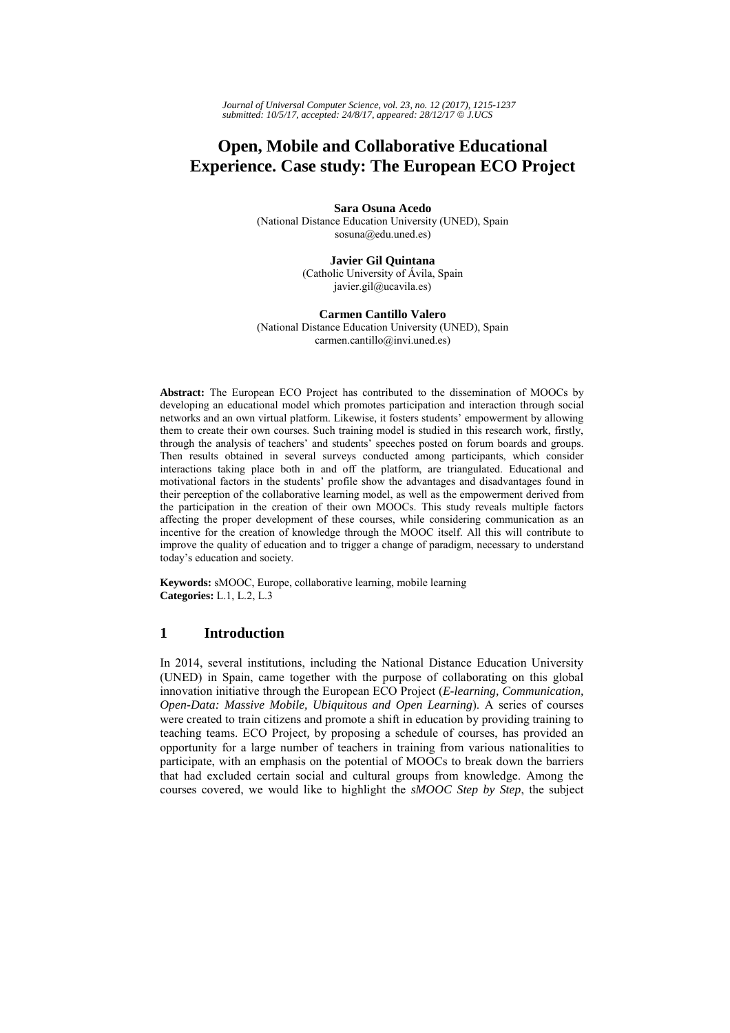# Open, Mobile and Collaborative Educational Experience. Case study: The European ECO Project

**Sara Osuna Acedo**
(National Distance Education University (UNED), Spain
sosuna@edu.uned.es)

**Javier Gil Quintana**
(Catholic University of Ávila, Spain
javier.gil@ucavila.es)

**Carmen Cantillo Valero**
(National Distance Education University (UNED), Spain
carmen.cantillo@invi.uned.es)

**Abstract:** The European ECO Project has contributed to the dissemination of MOOCs by developing an educational model which promotes participation and interaction through social networks and an own virtual platform. Likewise, it fosters students' empowerment by allowing them to create their own courses. Such training model is studied in this research work, firstly, through the analysis of teachers' and students' speeches posted on forum boards and groups. Then results obtained in several surveys conducted among participants, which consider interactions taking place both in and off the platform, are triangulated. Educational and motivational factors in the students' profile show the advantages and disadvantages found in their perception of the collaborative learning model, as well as the empowerment derived from the participation in the creation of their own MOOCs. This study reveals multiple factors affecting the proper development of these courses, while considering communication as an incentive for the creation of knowledge through the MOOC itself. All this will contribute to improve the quality of education and to trigger a change of paradigm, necessary to understand today's education and society.

**Keywords:** sMOOC, Europe, collaborative learning, mobile learning
**Categories:** L.1, L.2, L.3

## 1 Introduction

In 2014, several institutions, including the National Distance Education University (UNED) in Spain, came together with the purpose of collaborating on this global innovation initiative through the European ECO Project (*E-learning, Communication, Open-Data: Massive Mobile, Ubiquitous and Open Learning*). A series of courses were created to train citizens and promote a shift in education by providing training to teaching teams. ECO Project, by proposing a schedule of courses, has provided an opportunity for a large number of teachers in training from various nationalities to participate, with an emphasis on the potential of MOOCs to break down the barriers that had excluded certain social and cultural groups from knowledge. Among the courses covered, we would like to highlight the *sMOOC Step by Step*, the subject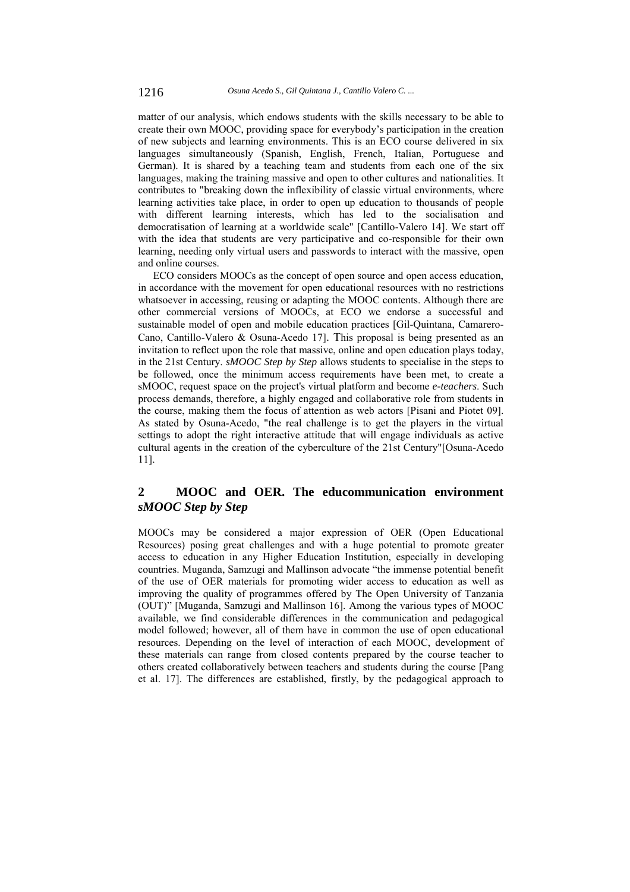matter of our analysis, which endows students with the skills necessary to be able to create their own MOOC, providing space for everybody's participation in the creation of new subjects and learning environments. This is an ECO course delivered in six languages simultaneously (Spanish, English, French, Italian, Portuguese and German). It is shared by a teaching team and students from each one of the six languages, making the training massive and open to other cultures and nationalities. It contributes to "breaking down the inflexibility of classic virtual environments, where learning activities take place, in order to open up education to thousands of people with different learning interests, which has led to the socialisation and democratisation of learning at a worldwide scale" [Cantillo-Valero 14]. We start off with the idea that students are very participative and co-responsible for their own learning, needing only virtual users and passwords to interact with the massive, open and online courses.

ECO considers MOOCs as the concept of open source and open access education, in accordance with the movement for open educational resources with no restrictions whatsoever in accessing, reusing or adapting the MOOC contents. Although there are other commercial versions of MOOCs, at ECO we endorse a successful and sustainable model of open and mobile education practices [Gil-Quintana, Camarero-Cano, Cantillo-Valero & Osuna-Acedo 17]. This proposal is being presented as an invitation to reflect upon the role that massive, online and open education plays today, in the 21st Century. *sMOOC Step by Step* allows students to specialise in the steps to be followed, once the minimum access requirements have been met, to create a sMOOC, request space on the project's virtual platform and become *e-teachers*. Such process demands, therefore, a highly engaged and collaborative role from students in the course, making them the focus of attention as web actors [Pisani and Piotet 09]. As stated by Osuna-Acedo, "the real challenge is to get the players in the virtual settings to adopt the right interactive attitude that will engage individuals as active cultural agents in the creation of the cyberculture of the 21st Century"[Osuna-Acedo 11].

## 2 MOOC and OER. The educommunication environment *sMOOC Step by Step*

MOOCs may be considered a major expression of OER (Open Educational Resources) posing great challenges and with a huge potential to promote greater access to education in any Higher Education Institution, especially in developing countries. Muganda, Samzugi and Mallinson advocate "the immense potential benefit of the use of OER materials for promoting wider access to education as well as improving the quality of programmes offered by The Open University of Tanzania (OUT)" [Muganda, Samzugi and Mallinson 16]. Among the various types of MOOC available, we find considerable differences in the communication and pedagogical model followed; however, all of them have in common the use of open educational resources. Depending on the level of interaction of each MOOC, development of these materials can range from closed contents prepared by the course teacher to others created collaboratively between teachers and students during the course [Pang et al. 17]. The differences are established, firstly, by the pedagogical approach to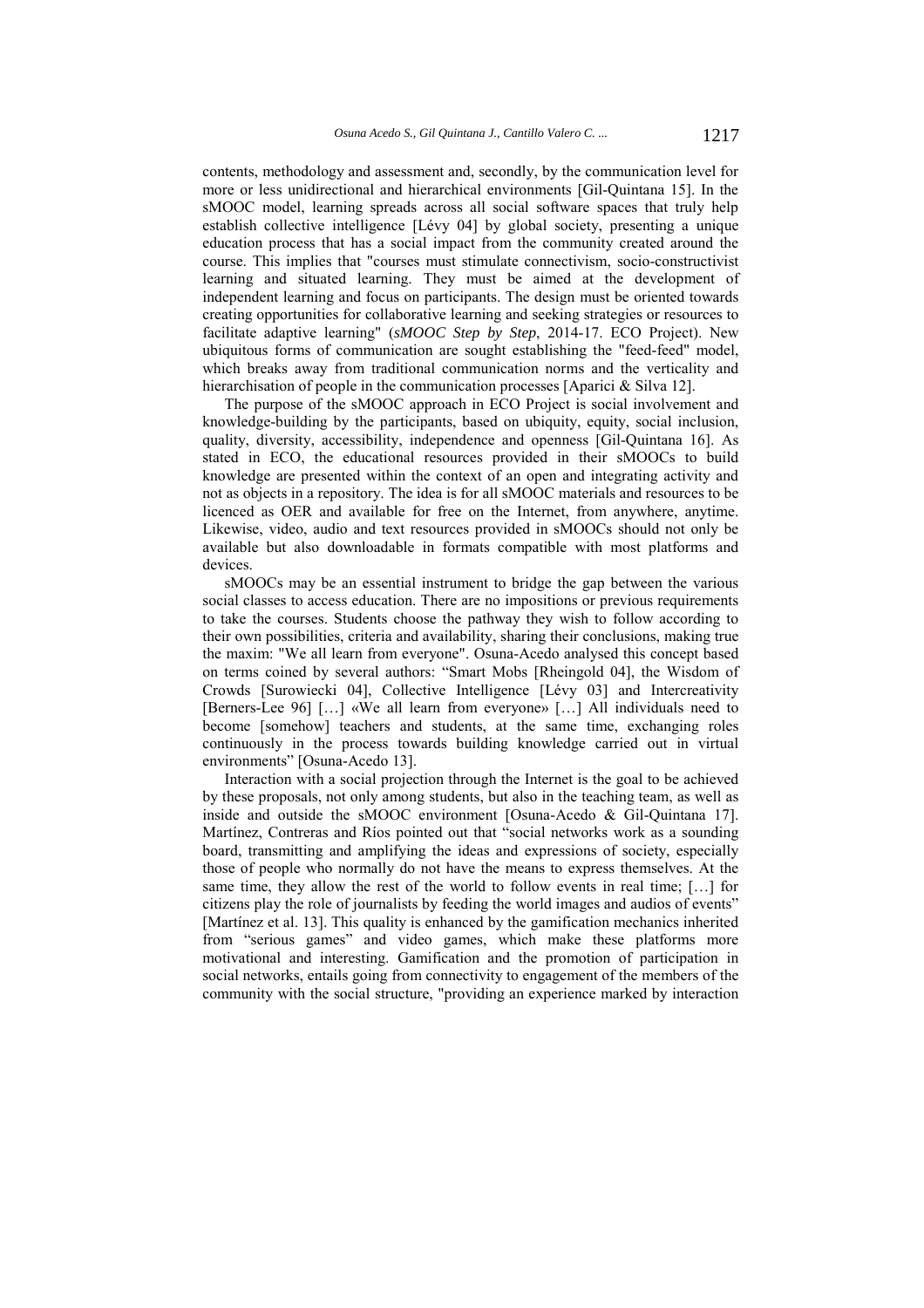contents, methodology and assessment and, secondly, by the communication level for more or less unidirectional and hierarchical environments [Gil-Quintana 15]. In the sMOOC model, learning spreads across all social software spaces that truly help establish collective intelligence [Lévy 04] by global society, presenting a unique education process that has a social impact from the community created around the course. This implies that "courses must stimulate connectivism, socio-constructivist learning and situated learning. They must be aimed at the development of independent learning and focus on participants. The design must be oriented towards creating opportunities for collaborative learning and seeking strategies or resources to facilitate adaptive learning" (*sMOOC Step by Step*, 2014-17. ECO Project). New ubiquitous forms of communication are sought establishing the "feed-feed" model, which breaks away from traditional communication norms and the verticality and hierarchisation of people in the communication processes [Aparici & Silva 12].

The purpose of the sMOOC approach in ECO Project is social involvement and knowledge-building by the participants, based on ubiquity, equity, social inclusion, quality, diversity, accessibility, independence and openness [Gil-Quintana 16]. As stated in ECO, the educational resources provided in their sMOOCs to build knowledge are presented within the context of an open and integrating activity and not as objects in a repository. The idea is for all sMOOC materials and resources to be licenced as OER and available for free on the Internet, from anywhere, anytime. Likewise, video, audio and text resources provided in sMOOCs should not only be available but also downloadable in formats compatible with most platforms and devices.

sMOOCs may be an essential instrument to bridge the gap between the various social classes to access education. There are no impositions or previous requirements to take the courses. Students choose the pathway they wish to follow according to their own possibilities, criteria and availability, sharing their conclusions, making true the maxim: "We all learn from everyone". Osuna-Acedo analysed this concept based on terms coined by several authors: "Smart Mobs [Rheingold 04], the Wisdom of Crowds [Surowiecki 04], Collective Intelligence [Lévy 03] and Intercreativity [Berners-Lee 96] […] «We all learn from everyone» […] All individuals need to become [somehow] teachers and students, at the same time, exchanging roles continuously in the process towards building knowledge carried out in virtual environments" [Osuna-Acedo 13].

Interaction with a social projection through the Internet is the goal to be achieved by these proposals, not only among students, but also in the teaching team, as well as inside and outside the sMOOC environment [Osuna-Acedo & Gil-Quintana 17]. Martínez, Contreras and Ríos pointed out that "social networks work as a sounding board, transmitting and amplifying the ideas and expressions of society, especially those of people who normally do not have the means to express themselves. At the same time, they allow the rest of the world to follow events in real time; […] for citizens play the role of journalists by feeding the world images and audios of events" [Martínez et al. 13]. This quality is enhanced by the gamification mechanics inherited from "serious games" and video games, which make these platforms more motivational and interesting. Gamification and the promotion of participation in social networks, entails going from connectivity to engagement of the members of the community with the social structure, "providing an experience marked by interaction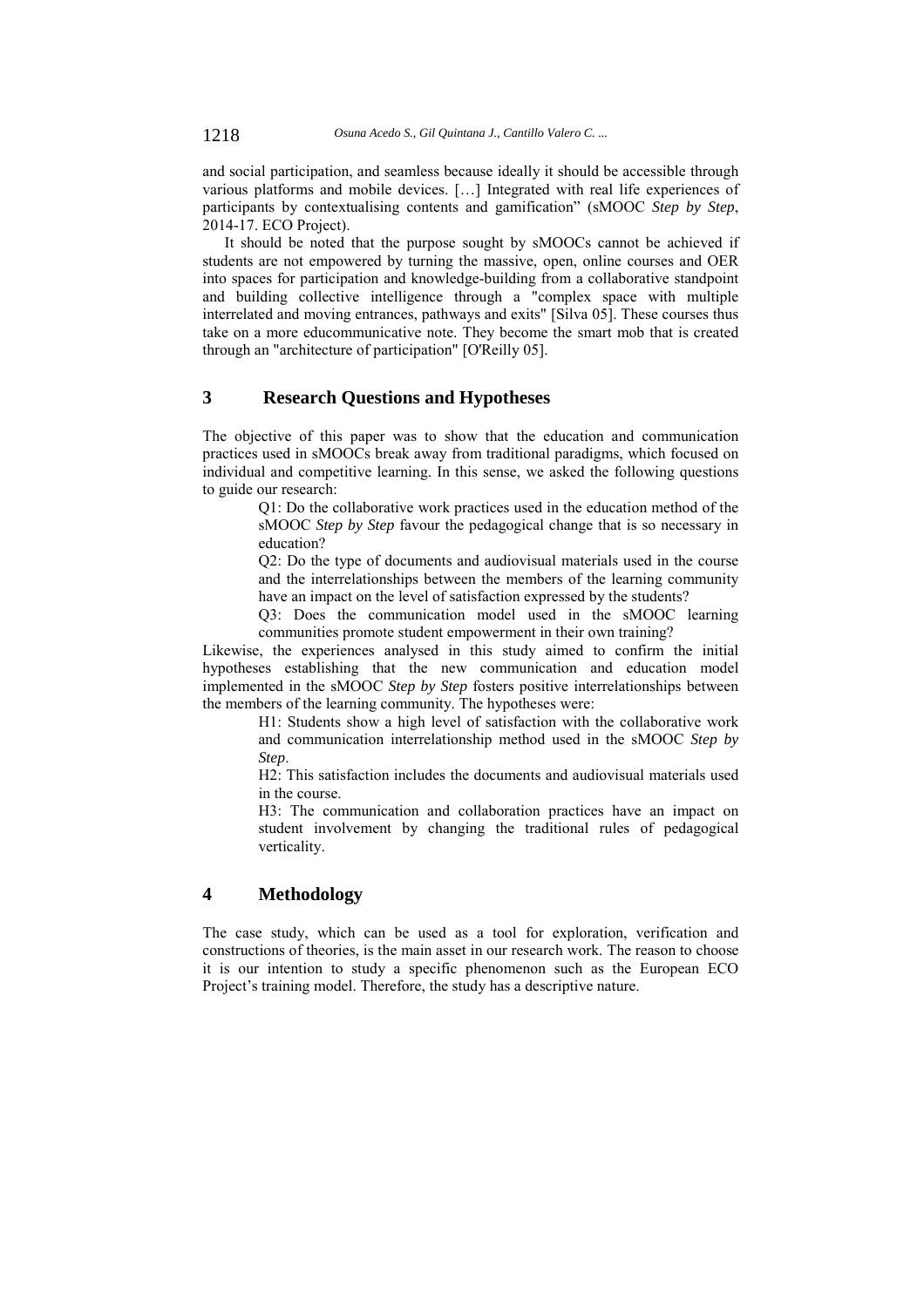and social participation, and seamless because ideally it should be accessible through various platforms and mobile devices. […] Integrated with real life experiences of participants by contextualising contents and gamification" (sMOOC *Step by Step*, 2014-17. ECO Project).

It should be noted that the purpose sought by sMOOCs cannot be achieved if students are not empowered by turning the massive, open, online courses and OER into spaces for participation and knowledge-building from a collaborative standpoint and building collective intelligence through a "complex space with multiple interrelated and moving entrances, pathways and exits" [Silva 05]. These courses thus take on a more educommunicative note. They become the smart mob that is created through an "architecture of participation" [O'Reilly 05].

## 3 Research Questions and Hypotheses

The objective of this paper was to show that the education and communication practices used in sMOOCs break away from traditional paradigms, which focused on individual and competitive learning. In this sense, we asked the following questions to guide our research:

> Q1: Do the collaborative work practices used in the education method of the sMOOC *Step by Step* favour the pedagogical change that is so necessary in education?
>
> Q2: Do the type of documents and audiovisual materials used in the course and the interrelationships between the members of the learning community have an impact on the level of satisfaction expressed by the students?
>
> Q3: Does the communication model used in the sMOOC learning communities promote student empowerment in their own training?

Likewise, the experiences analysed in this study aimed to confirm the initial hypotheses establishing that the new communication and education model implemented in the sMOOC *Step by Step* fosters positive interrelationships between the members of the learning community. The hypotheses were:

> H1: Students show a high level of satisfaction with the collaborative work and communication interrelationship method used in the sMOOC *Step by Step*.
>
> H2: This satisfaction includes the documents and audiovisual materials used in the course.
>
> H3: The communication and collaboration practices have an impact on student involvement by changing the traditional rules of pedagogical verticality.

## 4 Methodology

The case study, which can be used as a tool for exploration, verification and constructions of theories, is the main asset in our research work. The reason to choose it is our intention to study a specific phenomenon such as the European ECO Project's training model. Therefore, the study has a descriptive nature.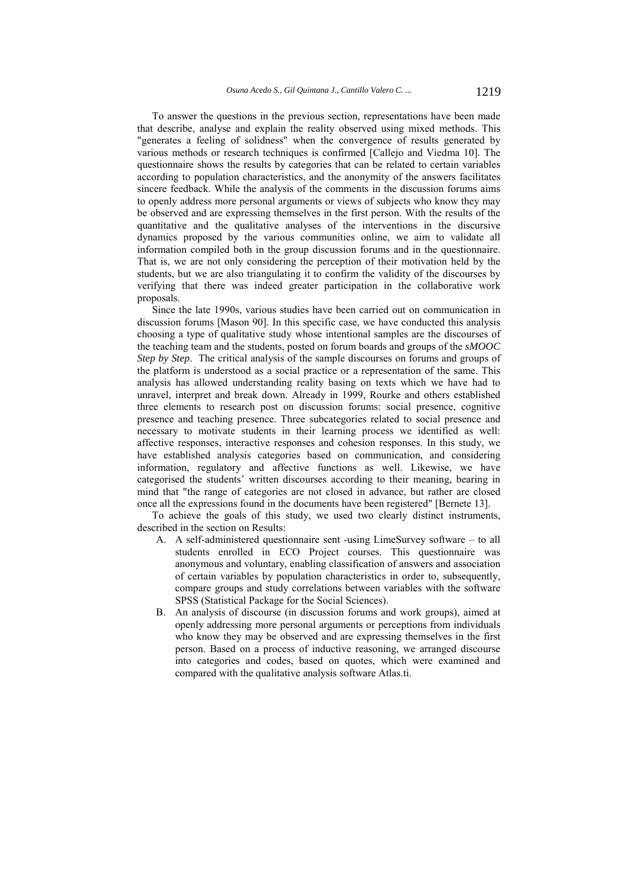To answer the questions in the previous section, representations have been made that describe, analyse and explain the reality observed using mixed methods. This "generates a feeling of solidness" when the convergence of results generated by various methods or research techniques is confirmed [Callejo and Viedma 10]. The questionnaire shows the results by categories that can be related to certain variables according to population characteristics, and the anonymity of the answers facilitates sincere feedback. While the analysis of the comments in the discussion forums aims to openly address more personal arguments or views of subjects who know they may be observed and are expressing themselves in the first person. With the results of the quantitative and the qualitative analyses of the interventions in the discursive dynamics proposed by the various communities online, we aim to validate all information compiled both in the group discussion forums and in the questionnaire. That is, we are not only considering the perception of their motivation held by the students, but we are also triangulating it to confirm the validity of the discourses by verifying that there was indeed greater participation in the collaborative work proposals.

Since the late 1990s, various studies have been carried out on communication in discussion forums [Mason 90]. In this specific case, we have conducted this analysis choosing a type of qualitative study whose intentional samples are the discourses of the teaching team and the students, posted on forum boards and groups of the *sMOOC Step by Step*. The critical analysis of the sample discourses on forums and groups of the platform is understood as a social practice or a representation of the same. This analysis has allowed understanding reality basing on texts which we have had to unravel, interpret and break down. Already in 1999, Rourke and others established three elements to research post on discussion forums: social presence, cognitive presence and teaching presence. Three subcategories related to social presence and necessary to motivate students in their learning process we identified as well: affective responses, interactive responses and cohesion responses. In this study, we have established analysis categories based on communication, and considering information, regulatory and affective functions as well. Likewise, we have categorised the students' written discourses according to their meaning, bearing in mind that "the range of categories are not closed in advance, but rather are closed once all the expressions found in the documents have been registered" [Bernete 13].

To achieve the goals of this study, we used two clearly distinct instruments, described in the section on Results:

A. A self-administered questionnaire sent -using LimeSurvey software – to all students enrolled in ECO Project courses. This questionnaire was anonymous and voluntary, enabling classification of answers and association of certain variables by population characteristics in order to, subsequently, compare groups and study correlations between variables with the software SPSS (Statistical Package for the Social Sciences).

B. An analysis of discourse (in discussion forums and work groups), aimed at openly addressing more personal arguments or perceptions from individuals who know they may be observed and are expressing themselves in the first person. Based on a process of inductive reasoning, we arranged discourse into categories and codes, based on quotes, which were examined and compared with the qualitative analysis software Atlas.ti.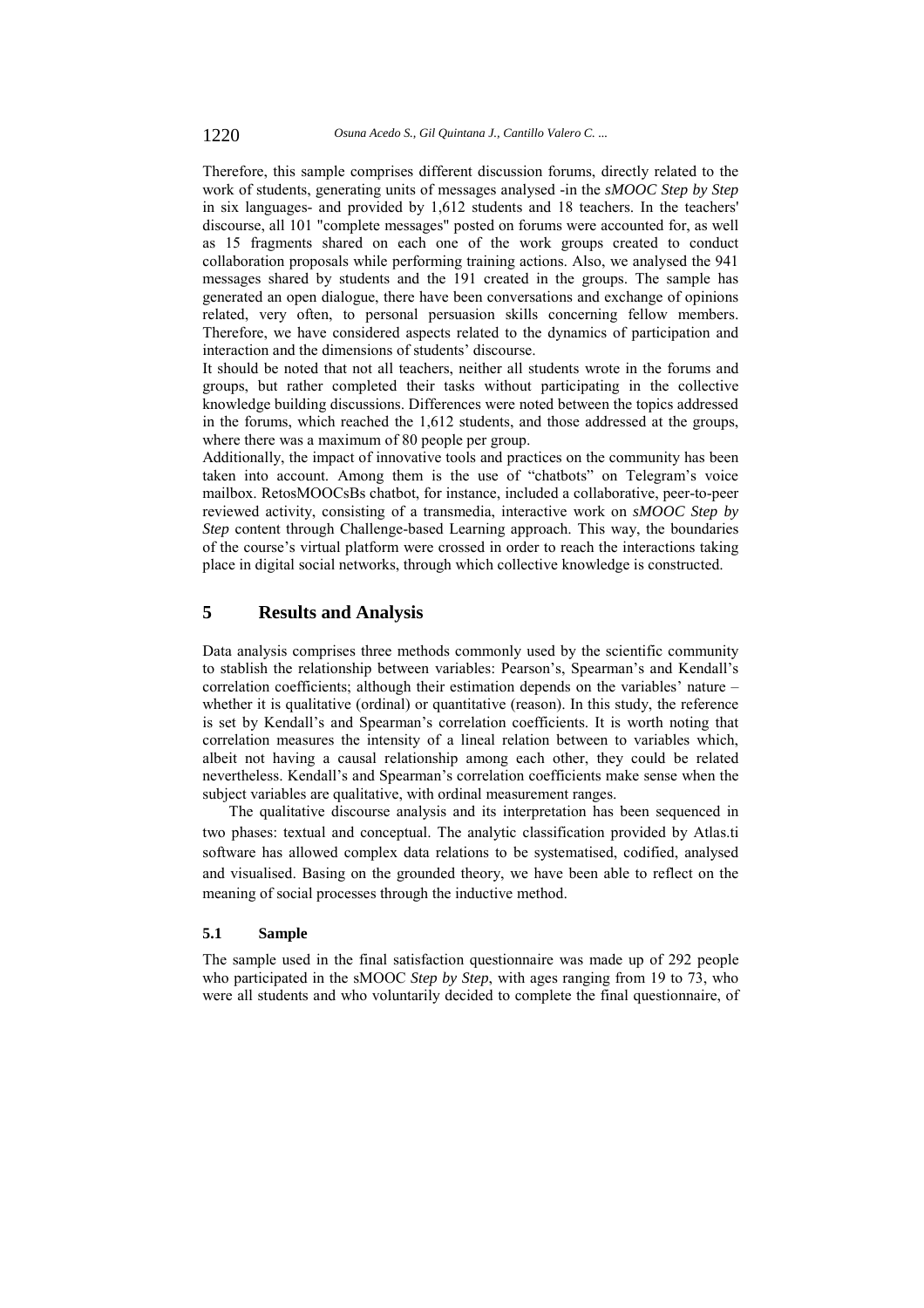Therefore, this sample comprises different discussion forums, directly related to the work of students, generating units of messages analysed -in the *sMOOC Step by Step* in six languages- and provided by 1,612 students and 18 teachers. In the teachers' discourse, all 101 "complete messages" posted on forums were accounted for, as well as 15 fragments shared on each one of the work groups created to conduct collaboration proposals while performing training actions. Also, we analysed the 941 messages shared by students and the 191 created in the groups. The sample has generated an open dialogue, there have been conversations and exchange of opinions related, very often, to personal persuasion skills concerning fellow members. Therefore, we have considered aspects related to the dynamics of participation and interaction and the dimensions of students' discourse.

It should be noted that not all teachers, neither all students wrote in the forums and groups, but rather completed their tasks without participating in the collective knowledge building discussions. Differences were noted between the topics addressed in the forums, which reached the 1,612 students, and those addressed at the groups, where there was a maximum of 80 people per group.

Additionally, the impact of innovative tools and practices on the community has been taken into account. Among them is the use of "chatbots" on Telegram's voice mailbox. RetosMOOCsBs chatbot, for instance, included a collaborative, peer-to-peer reviewed activity, consisting of a transmedia, interactive work on *sMOOC Step by Step* content through Challenge-based Learning approach. This way, the boundaries of the course's virtual platform were crossed in order to reach the interactions taking place in digital social networks, through which collective knowledge is constructed.

## 5 Results and Analysis

Data analysis comprises three methods commonly used by the scientific community to stablish the relationship between variables: Pearson's, Spearman's and Kendall's correlation coefficients; although their estimation depends on the variables' nature – whether it is qualitative (ordinal) or quantitative (reason). In this study, the reference is set by Kendall's and Spearman's correlation coefficients. It is worth noting that correlation measures the intensity of a lineal relation between to variables which, albeit not having a causal relationship among each other, they could be related nevertheless. Kendall's and Spearman's correlation coefficients make sense when the subject variables are qualitative, with ordinal measurement ranges.

The qualitative discourse analysis and its interpretation has been sequenced in two phases: textual and conceptual. The analytic classification provided by Atlas.ti software has allowed complex data relations to be systematised, codified, analysed and visualised. Basing on the grounded theory, we have been able to reflect on the meaning of social processes through the inductive method.

### 5.1 Sample

The sample used in the final satisfaction questionnaire was made up of 292 people who participated in the sMOOC *Step by Step*, with ages ranging from 19 to 73, who were all students and who voluntarily decided to complete the final questionnaire, of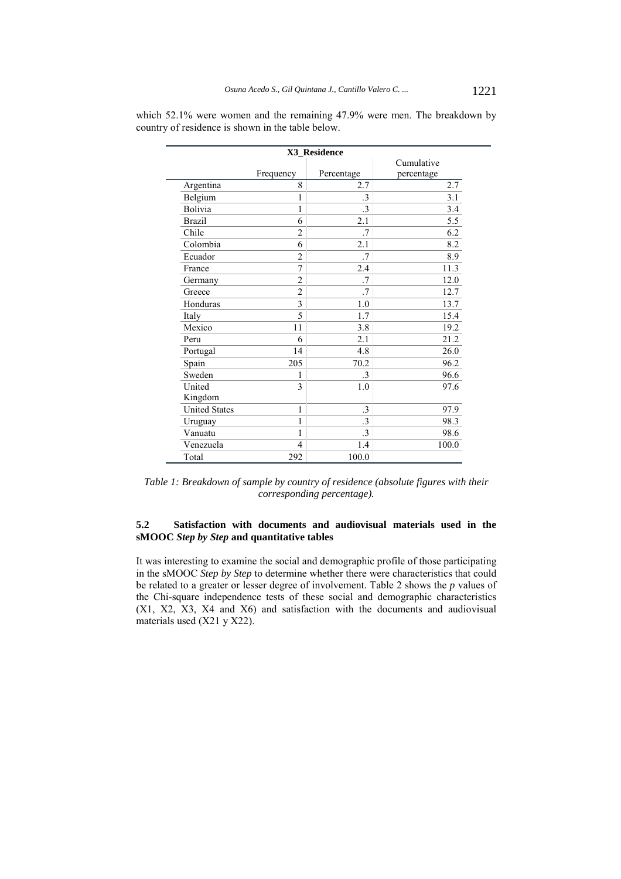which 52.1% were women and the remaining 47.9% were men. The breakdown by country of residence is shown in the table below.

| X3_Residence | | | |
|---|---|---|---|
| | Frequency | Percentage | Cumulative percentage |
| Argentina | 8 | 2.7 | 2.7 |
| Belgium | 1 | .3 | 3.1 |
| Bolivia | 1 | .3 | 3.4 |
| Brazil | 6 | 2.1 | 5.5 |
| Chile | 2 | .7 | 6.2 |
| Colombia | 6 | 2.1 | 8.2 |
| Ecuador | 2 | .7 | 8.9 |
| France | 7 | 2.4 | 11.3 |
| Germany | 2 | .7 | 12.0 |
| Greece | 2 | .7 | 12.7 |
| Honduras | 3 | 1.0 | 13.7 |
| Italy | 5 | 1.7 | 15.4 |
| Mexico | 11 | 3.8 | 19.2 |
| Peru | 6 | 2.1 | 21.2 |
| Portugal | 14 | 4.8 | 26.0 |
| Spain | 205 | 70.2 | 96.2 |
| Sweden | 1 | .3 | 96.6 |
| United Kingdom | 3 | 1.0 | 97.6 |
| United States | 1 | .3 | 97.9 |
| Uruguay | 1 | .3 | 98.3 |
| Vanuatu | 1 | .3 | 98.6 |
| Venezuela | 4 | 1.4 | 100.0 |
| Total | 292 | 100.0 | |

*Table 1: Breakdown of sample by country of residence (absolute figures with their corresponding percentage).*

### 5.2 Satisfaction with documents and audiovisual materials used in the sMOOC *Step by Step* and quantitative tables

It was interesting to examine the social and demographic profile of those participating in the sMOOC *Step by Step* to determine whether there were characteristics that could be related to a greater or lesser degree of involvement. Table 2 shows the $p$ values of the Chi-square independence tests of these social and demographic characteristics (X1, X2, X3, X4 and X6) and satisfaction with the documents and audiovisual materials used (X21 y X22).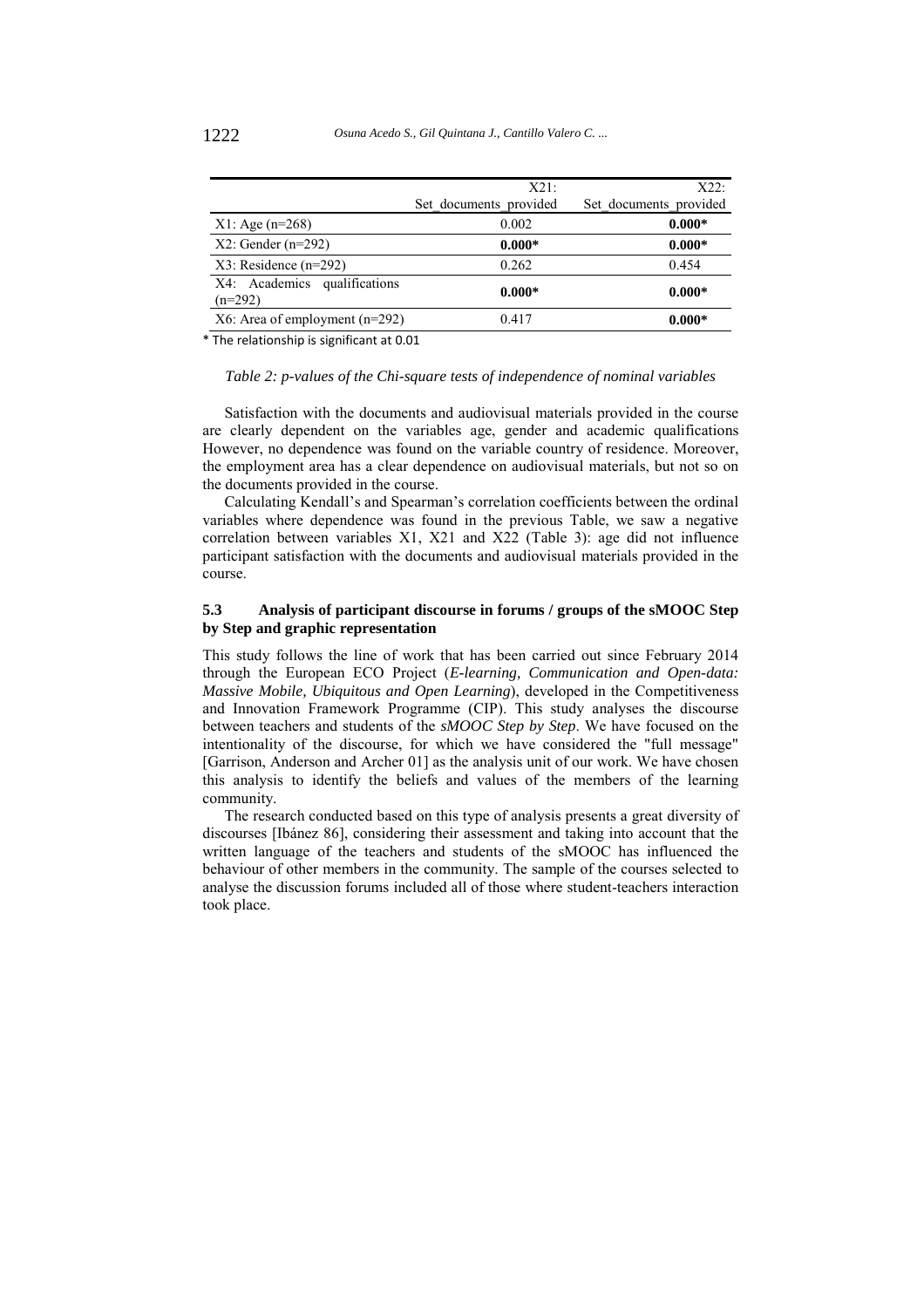| | X21: Set_documents_provided | X22: Set_documents_provided |
|---|---|---|
| X1: Age (n=268) | 0.002 | **0.000*** |
| X2: Gender (n=292) | **0.000*** | **0.000*** |
| X3: Residence (n=292) | 0.262 | 0.454 |
| X4: Academics qualifications (n=292) | **0.000*** | **0.000*** |
| X6: Area of employment (n=292) | 0.417 | **0.000*** |

* The relationship is significant at 0.01

*Table 2: p-values of the Chi-square tests of independence of nominal variables*

Satisfaction with the documents and audiovisual materials provided in the course are clearly dependent on the variables age, gender and academic qualifications However, no dependence was found on the variable country of residence. Moreover, the employment area has a clear dependence on audiovisual materials, but not so on the documents provided in the course.

Calculating Kendall's and Spearman's correlation coefficients between the ordinal variables where dependence was found in the previous Table, we saw a negative correlation between variables X1, X21 and X22 (Table 3): age did not influence participant satisfaction with the documents and audiovisual materials provided in the course.

### 5.3 Analysis of participant discourse in forums / groups of the sMOOC Step by Step and graphic representation

This study follows the line of work that has been carried out since February 2014 through the European ECO Project (*E-learning, Communication and Open-data: Massive Mobile, Ubiquitous and Open Learning*), developed in the Competitiveness and Innovation Framework Programme (CIP). This study analyses the discourse between teachers and students of the *sMOOC Step by Step*. We have focused on the intentionality of the discourse, for which we have considered the "full message" [Garrison, Anderson and Archer 01] as the analysis unit of our work. We have chosen this analysis to identify the beliefs and values of the members of the learning community.

The research conducted based on this type of analysis presents a great diversity of discourses [Ibánez 86], considering their assessment and taking into account that the written language of the teachers and students of the sMOOC has influenced the behaviour of other members in the community. The sample of the courses selected to analyse the discussion forums included all of those where student-teachers interaction took place.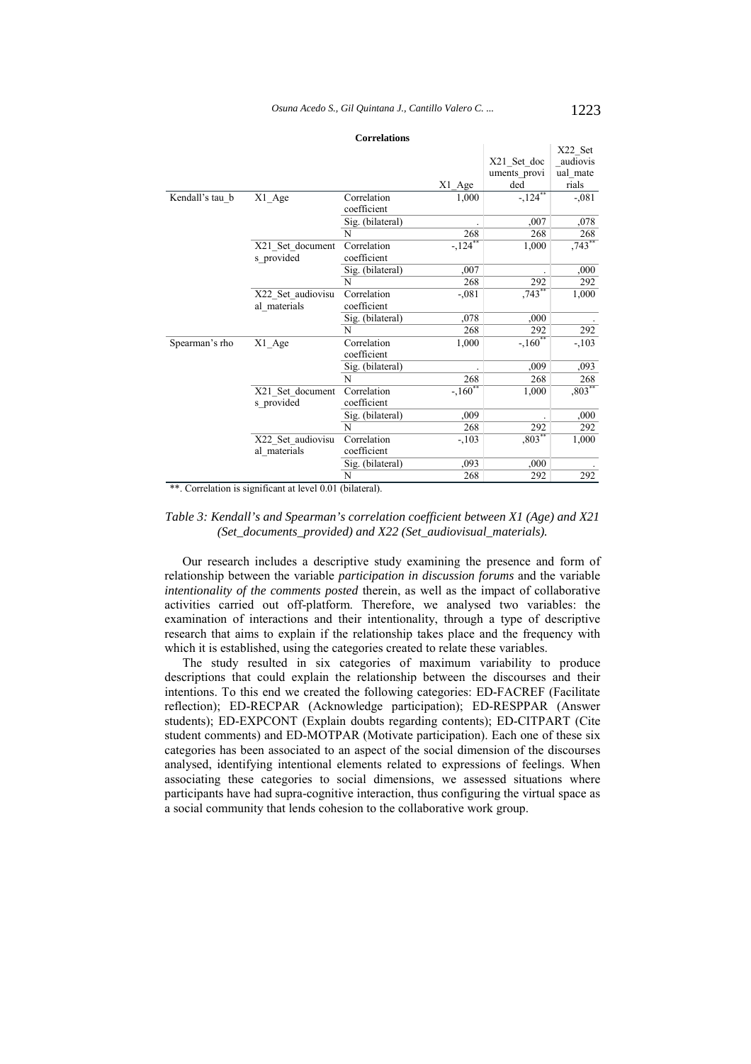**Correlations**

| | | | X1_Age | X21_Set_documents_provided | X22_Set_audiovisual_materials |
|---|---|---|---|---|---|
| Kendall's tau_b | X1_Age | Correlation coefficient | 1,000 | -,124** | -,081 |
| | | Sig. (bilateral) | . | ,007 | ,078 |
| | | N | 268 | 268 | 268 |
| | X21_Set_documents_provided | Correlation coefficient | -,124** | 1,000 | ,743** |
| | | Sig. (bilateral) | ,007 | . | ,000 |
| | | N | 268 | 292 | 292 |
| | X22_Set_audiovisual_materials | Correlation coefficient | -,081 | ,743** | 1,000 |
| | | Sig. (bilateral) | ,078 | ,000 | . |
| | | N | 268 | 292 | 292 |
| Spearman's rho | X1_Age | Correlation coefficient | 1,000 | -,160** | -,103 |
| | | Sig. (bilateral) | . | ,009 | ,093 |
| | | N | 268 | 268 | 268 |
| | X21_Set_documents_provided | Correlation coefficient | -,160** | 1,000 | ,803** |
| | | Sig. (bilateral) | ,009 | . | ,000 |
| | | N | 268 | 292 | 292 |
| | X22_Set_audiovisual_materials | Correlation coefficient | -,103 | ,803** | 1,000 |
| | | Sig. (bilateral) | ,093 | ,000 | . |
| | | N | 268 | 292 | 292 |

**. Correlation is significant at level 0.01 (bilateral).

*Table 3: Kendall's and Spearman's correlation coefficient between X1 (Age) and X21 (Set_documents_provided) and X22 (Set_audiovisual_materials).*

Our research includes a descriptive study examining the presence and form of relationship between the variable *participation in discussion forums* and the variable *intentionality of the comments posted* therein, as well as the impact of collaborative activities carried out off-platform. Therefore, we analysed two variables: the examination of interactions and their intentionality, through a type of descriptive research that aims to explain if the relationship takes place and the frequency with which it is established, using the categories created to relate these variables.

The study resulted in six categories of maximum variability to produce descriptions that could explain the relationship between the discourses and their intentions. To this end we created the following categories: ED-FACREF (Facilitate reflection); ED-RECPAR (Acknowledge participation); ED-RESPPAR (Answer students); ED-EXPCONT (Explain doubts regarding contents); ED-CITPART (Cite student comments) and ED-MOTPAR (Motivate participation). Each one of these six categories has been associated to an aspect of the social dimension of the discourses analysed, identifying intentional elements related to expressions of feelings. When associating these categories to social dimensions, we assessed situations where participants have had supra-cognitive interaction, thus configuring the virtual space as a social community that lends cohesion to the collaborative work group.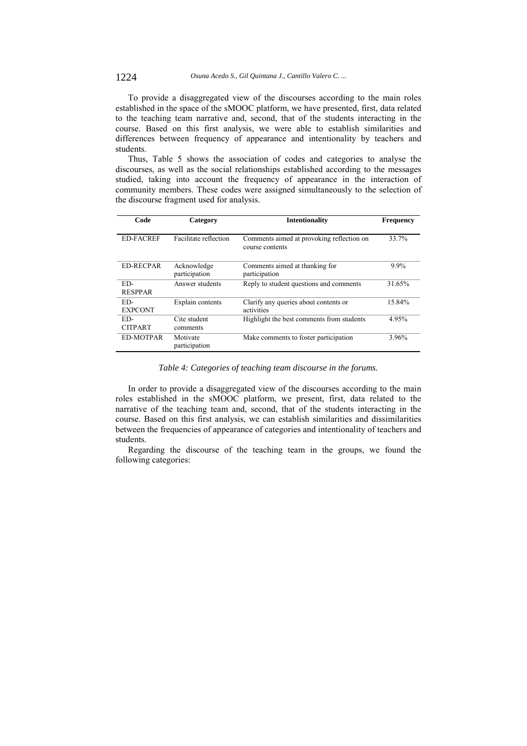To provide a disaggregated view of the discourses according to the main roles established in the space of the sMOOC platform, we have presented, first, data related to the teaching team narrative and, second, that of the students interacting in the course. Based on this first analysis, we were able to establish similarities and differences between frequency of appearance and intentionality by teachers and students.

Thus, Table 5 shows the association of codes and categories to analyse the discourses, as well as the social relationships established according to the messages studied, taking into account the frequency of appearance in the interaction of community members. These codes were assigned simultaneously to the selection of the discourse fragment used for analysis.

| Code | Category | Intentionality | Frequency |
|---|---|---|---|
| ED-FACREF | Facilitate reflection | Comments aimed at provoking reflection on course contents | 33.7% |
| ED-RECPAR | Acknowledge participation | Comments aimed at thanking for participation | 9.9% |
| ED-RESPPAR | Answer students | Reply to student questions and comments | 31.65% |
| ED-EXPCONT | Explain contents | Clarify any queries about contents or activities | 15.84% |
| ED-CITPART | Cite student comments | Highlight the best comments from students | 4.95% |
| ED-MOTPAR | Motivate participation | Make comments to foster participation | 3.96% |

*Table 4: Categories of teaching team discourse in the forums.*

In order to provide a disaggregated view of the discourses according to the main roles established in the sMOOC platform, we present, first, data related to the narrative of the teaching team and, second, that of the students interacting in the course. Based on this first analysis, we can establish similarities and dissimilarities between the frequencies of appearance of categories and intentionality of teachers and students.

Regarding the discourse of the teaching team in the groups, we found the following categories: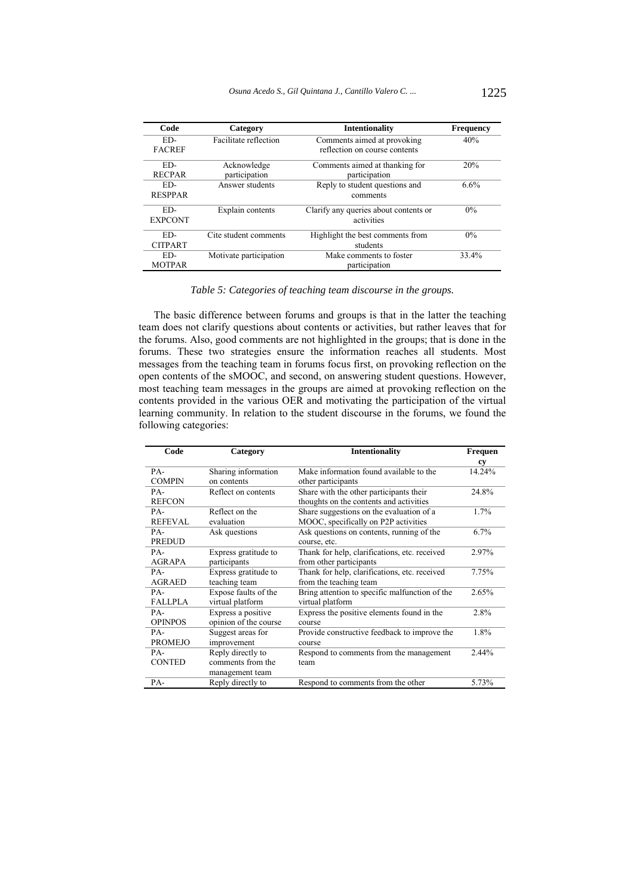| Code | Category | Intentionality | Frequency |
|---|---|---|---|
| ED-FACREF | Facilitate reflection | Comments aimed at provoking reflection on course contents | 40% |
| ED-RECPAR | Acknowledge participation | Comments aimed at thanking for participation | 20% |
| ED-RESPPAR | Answer students | Reply to student questions and comments | 6.6% |
| ED-EXPCONT | Explain contents | Clarify any queries about contents or activities | 0% |
| ED-CITPART | Cite student comments | Highlight the best comments from students | 0% |
| ED-MOTPAR | Motivate participation | Make comments to foster participation | 33.4% |

*Table 5: Categories of teaching team discourse in the groups.*

The basic difference between forums and groups is that in the latter the teaching team does not clarify questions about contents or activities, but rather leaves that for the forums. Also, good comments are not highlighted in the groups; that is done in the forums. These two strategies ensure the information reaches all students. Most messages from the teaching team in forums focus first, on provoking reflection on the open contents of the sMOOC, and second, on answering student questions. However, most teaching team messages in the groups are aimed at provoking reflection on the contents provided in the various OER and motivating the participation of the virtual learning community. In relation to the student discourse in the forums, we found the following categories:

| Code | Category | Intentionality | Frequency |
|---|---|---|---|
| PA-COMPIN | Sharing information on contents | Make information found available to the other participants | 14.24% |
| PA-REFCON | Reflect on contents | Share with the other participants their thoughts on the contents and activities | 24.8% |
| PA-REFEVAL | Reflect on the evaluation | Share suggestions on the evaluation of a MOOC, specifically on P2P activities | 1.7% |
| PA-PREDUD | Ask questions | Ask questions on contents, running of the course, etc. | 6.7% |
| PA-AGRAPA | Express gratitude to participants | Thank for help, clarifications, etc. received from other participants | 2.97% |
| PA-AGRAED | Express gratitude to teaching team | Thank for help, clarifications, etc. received from the teaching team | 7.75% |
| PA-FALLPLA | Expose faults of the virtual platform | Bring attention to specific malfunction of the virtual platform | 2.65% |
| PA-OPINPOS | Express a positive opinion of the course | Express the positive elements found in the course | 2.8% |
| PA-PROMEJO | Suggest areas for improvement | Provide constructive feedback to improve the course | 1.8% |
| PA-CONTED | Reply directly to comments from the management team | Respond to comments from the management team | 2.44% |
| PA- | Reply directly to | Respond to comments from the other | 5.73% |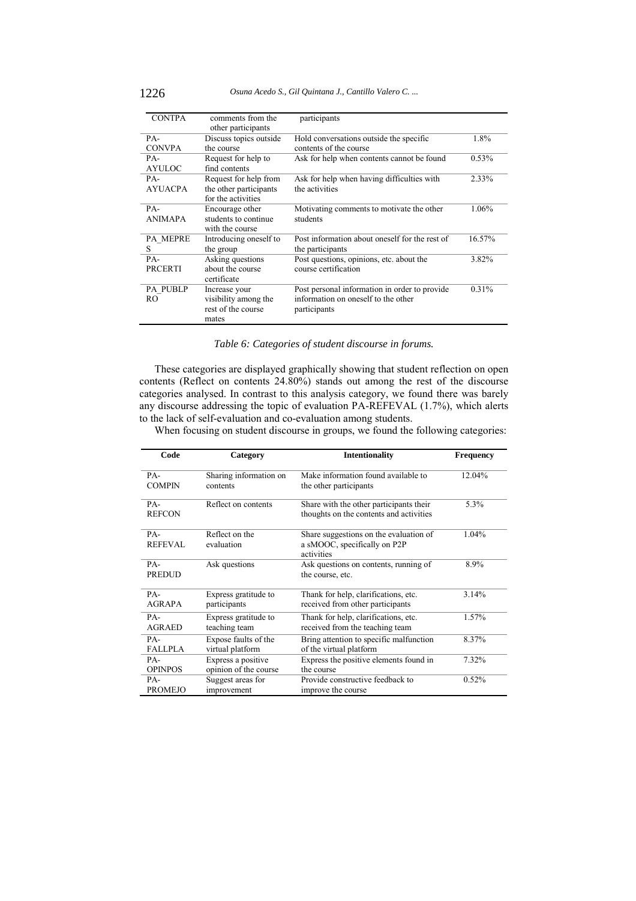| CONTPA | comments from the other participants | participants | |
|---|---|---|---|
| PA-CONVPA | Discuss topics outside the course | Hold conversations outside the specific contents of the course | 1.8% |
| PA-AYULOC | Request for help to find contents | Ask for help when contents cannot be found | 0.53% |
| PA-AYUACPA | Request for help from the other participants for the activities | Ask for help when having difficulties with the activities | 2.33% |
| PA-ANIMAPA | Encourage other students to continue with the course | Motivating comments to motivate the other students | 1.06% |
| PA_MEPRES | Introducing oneself to the group | Post information about oneself for the rest of the participants | 16.57% |
| PA-PRCERTI | Asking questions about the course certificate | Post questions, opinions, etc. about the course certification | 3.82% |
| PA_PUBLPRO | Increase your visibility among the rest of the course mates | Post personal information in order to provide information on oneself to the other participants | 0.31% |

*Table 6: Categories of student discourse in forums.*

These categories are displayed graphically showing that student reflection on open contents (Reflect on contents 24.80%) stands out among the rest of the discourse categories analysed. In contrast to this analysis category, we found there was barely any discourse addressing the topic of evaluation PA-REFEVAL (1.7%), which alerts to the lack of self-evaluation and co-evaluation among students.

When focusing on student discourse in groups, we found the following categories:

| Code | Category | Intentionality | Frequency |
|---|---|---|---|
| PA-COMPIN | Sharing information on contents | Make information found available to the other participants | 12.04% |
| PA-REFCON | Reflect on contents | Share with the other participants their thoughts on the contents and activities | 5.3% |
| PA-REFEVAL | Reflect on the evaluation | Share suggestions on the evaluation of a sMOOC, specifically on P2P activities | 1.04% |
| PA-PREDUD | Ask questions | Ask questions on contents, running of the course, etc. | 8.9% |
| PA-AGRAPA | Express gratitude to participants | Thank for help, clarifications, etc. received from other participants | 3.14% |
| PA-AGRAED | Express gratitude to teaching team | Thank for help, clarifications, etc. received from the teaching team | 1.57% |
| PA-FALLPLA | Expose faults of the virtual platform | Bring attention to specific malfunction of the virtual platform | 8.37% |
| PA-OPINPOS | Express a positive opinion of the course | Express the positive elements found in the course | 7.32% |
| PA-PROMEJO | Suggest areas for improvement | Provide constructive feedback to improve the course | 0.52% |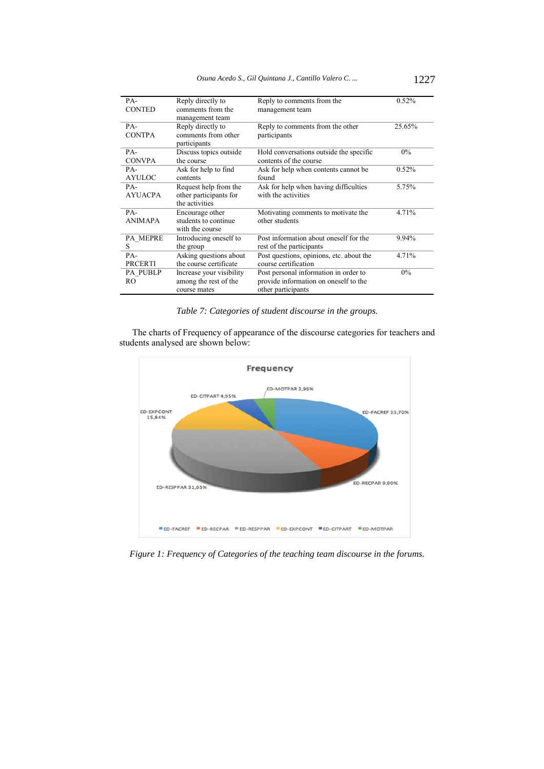| PA-CONTED | Reply directly to comments from the management team | Reply to comments from the management team | 0.52% |
|---|---|---|---|
| PA-CONTPA | Reply directly to comments from other participants | Reply to comments from the other participants | 25.65% |
| PA-CONVPA | Discuss topics outside the course | Hold conversations outside the specific contents of the course | 0% |
| PA-AYULOC | Ask for help to find contents | Ask for help when contents cannot be found | 0.52% |
| PA-AYUACPA | Request help from the other participants for the activities | Ask for help when having difficulties with the activities | 5.75% |
| PA-ANIMAPA | Encourage other students to continue with the course | Motivating comments to motivate the other students | 4.71% |
| PA_MEPRES | Introducing oneself to the group | Post information about oneself for the rest of the participants | 9.94% |
| PA-PRCERTI | Asking questions about the course certificate | Post questions, opinions, etc. about the course certification | 4.71% |
| PA_PUBLPRO | Increase your visibility among the rest of the course mates | Post personal information in order to provide information on oneself to the other participants | 0% |

*Table 7: Categories of student discourse in the groups.*

The charts of Frequency of appearance of the discourse categories for teachers and students analysed are shown below:

*Figure 1: Frequency of Categories of the teaching team discourse in the forums.*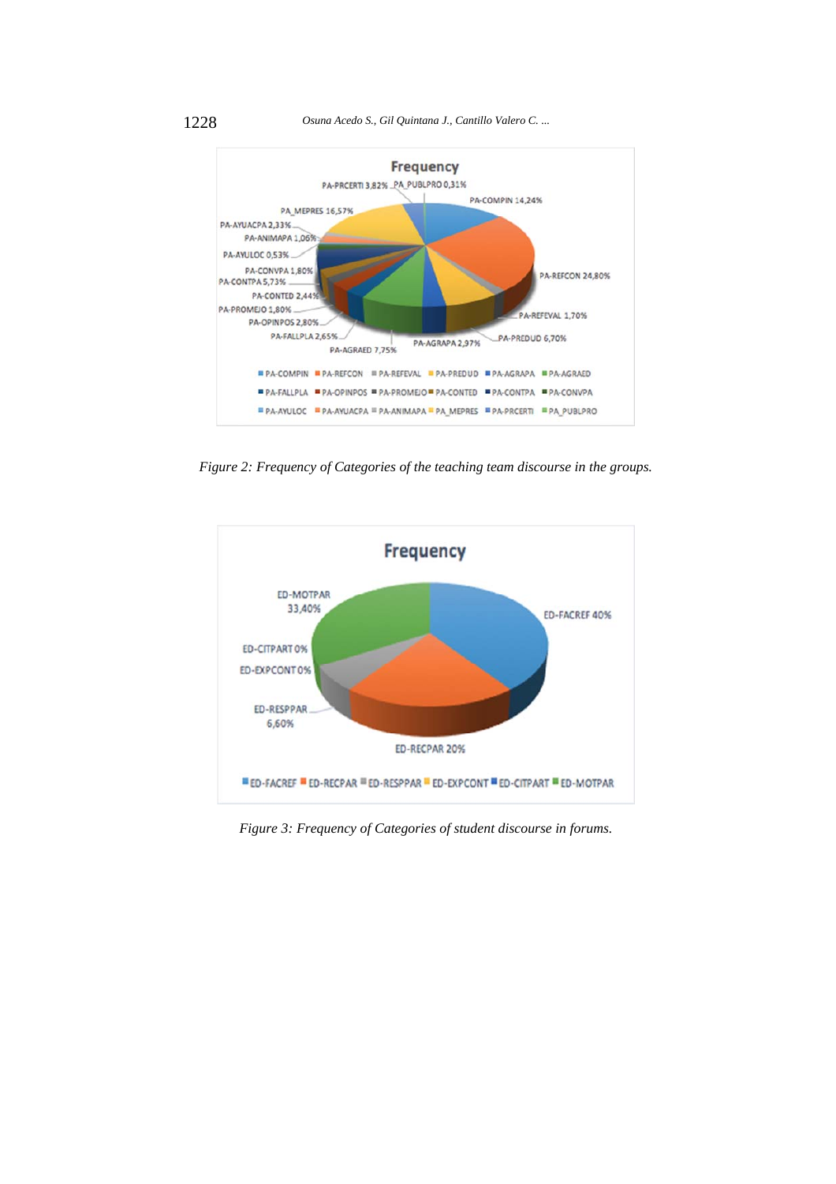Figure 2: Frequency of Categories of the teaching team discourse in the groups.

Figure 3: Frequency of Categories of student discourse in forums.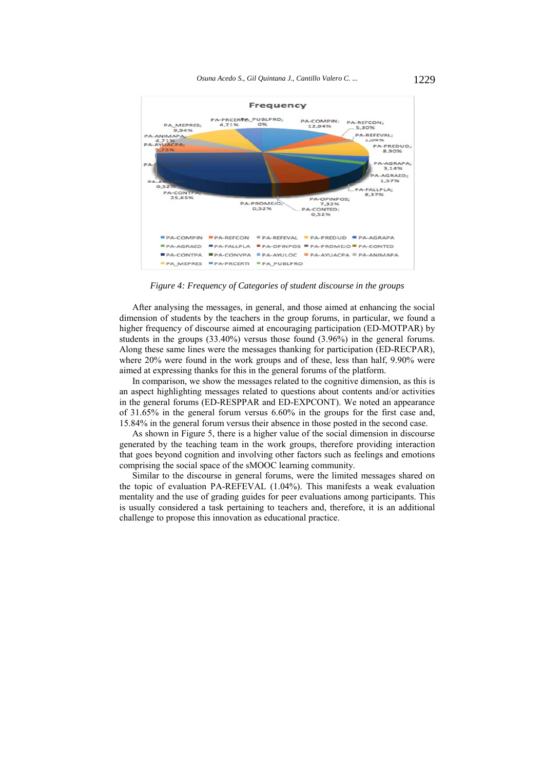*Figure 4: Frequency of Categories of student discourse in the groups*

After analysing the messages, in general, and those aimed at enhancing the social dimension of students by the teachers in the group forums, in particular, we found a higher frequency of discourse aimed at encouraging participation (ED-MOTPAR) by students in the groups (33.40%) versus those found (3.96%) in the general forums. Along these same lines were the messages thanking for participation (ED-RECPAR), where 20% were found in the work groups and of these, less than half, 9.90% were aimed at expressing thanks for this in the general forums of the platform.

In comparison, we show the messages related to the cognitive dimension, as this is an aspect highlighting messages related to questions about contents and/or activities in the general forums (ED-RESPPAR and ED-EXPCONT). We noted an appearance of 31.65% in the general forum versus 6.60% in the groups for the first case and, 15.84% in the general forum versus their absence in those posted in the second case.

As shown in Figure 5, there is a higher value of the social dimension in discourse generated by the teaching team in the work groups, therefore providing interaction that goes beyond cognition and involving other factors such as feelings and emotions comprising the social space of the sMOOC learning community.

Similar to the discourse in general forums, were the limited messages shared on the topic of evaluation PA-REFEVAL (1.04%). This manifests a weak evaluation mentality and the use of grading guides for peer evaluations among participants. This is usually considered a task pertaining to teachers and, therefore, it is an additional challenge to propose this innovation as educational practice.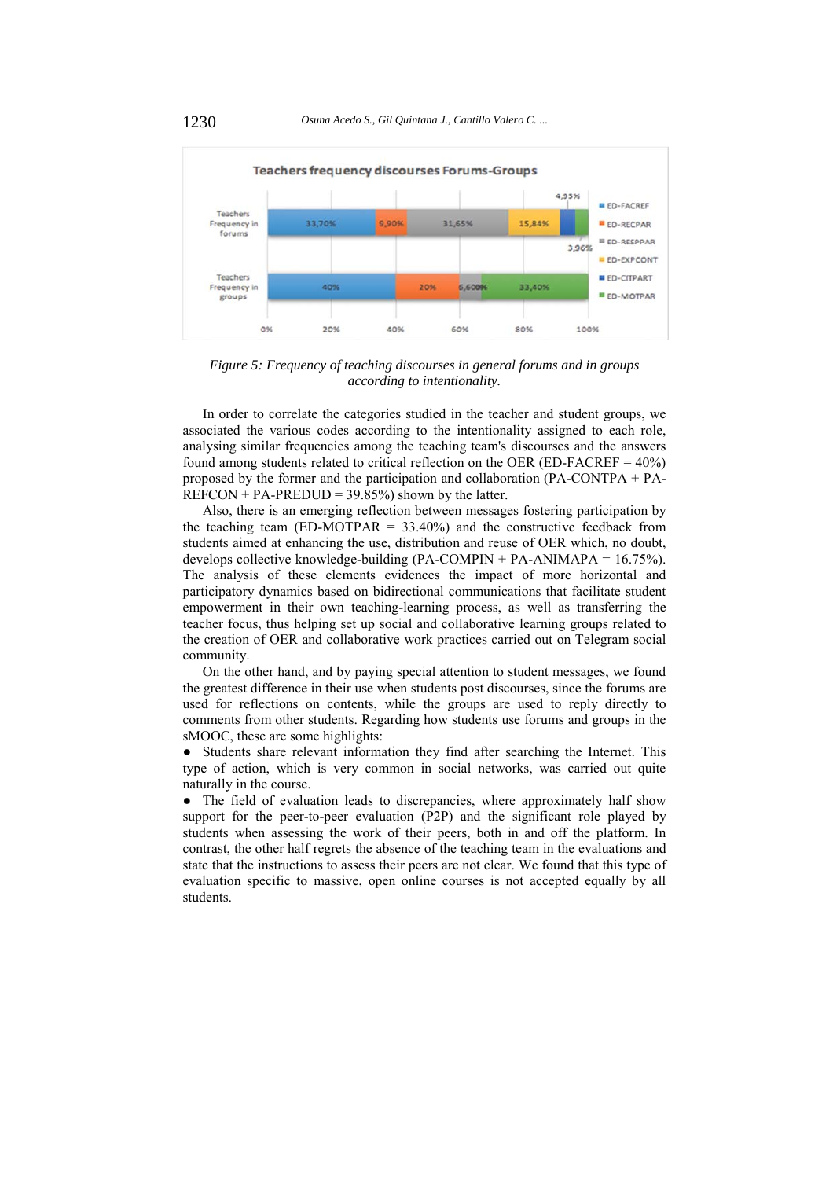*Figure 5: Frequency of teaching discourses in general forums and in groups according to intentionality.*

In order to correlate the categories studied in the teacher and student groups, we associated the various codes according to the intentionality assigned to each role, analysing similar frequencies among the teaching team's discourses and the answers found among students related to critical reflection on the OER (ED-FACREF = 40%) proposed by the former and the participation and collaboration (PA-CONTPA + PA-REFCON + PA-PREDUD = 39.85%) shown by the latter.

Also, there is an emerging reflection between messages fostering participation by the teaching team (ED-MOTPAR = 33.40%) and the constructive feedback from students aimed at enhancing the use, distribution and reuse of OER which, no doubt, develops collective knowledge-building (PA-COMPIN + PA-ANIMAPA = 16.75%). The analysis of these elements evidences the impact of more horizontal and participatory dynamics based on bidirectional communications that facilitate student empowerment in their own teaching-learning process, as well as transferring the teacher focus, thus helping set up social and collaborative learning groups related to the creation of OER and collaborative work practices carried out on Telegram social community.

On the other hand, and by paying special attention to student messages, we found the greatest difference in their use when students post discourses, since the forums are used for reflections on contents, while the groups are used to reply directly to comments from other students. Regarding how students use forums and groups in the sMOOC, these are some highlights:

- Students share relevant information they find after searching the Internet. This type of action, which is very common in social networks, was carried out quite naturally in the course.
- The field of evaluation leads to discrepancies, where approximately half show support for the peer-to-peer evaluation (P2P) and the significant role played by students when assessing the work of their peers, both in and off the platform. In contrast, the other half regrets the absence of the teaching team in the evaluations and state that the instructions to assess their peers are not clear. We found that this type of evaluation specific to massive, open online courses is not accepted equally by all students.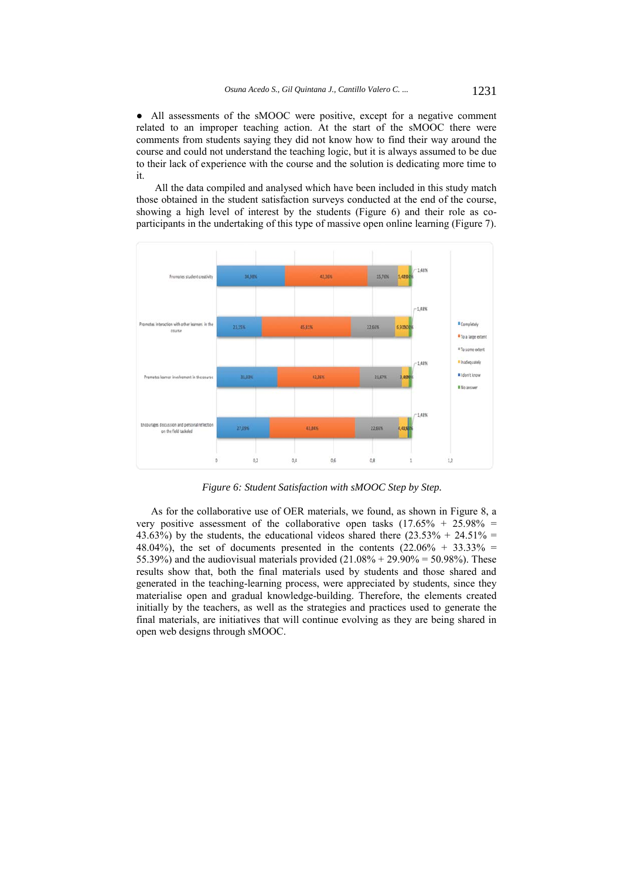● All assessments of the sMOOC were positive, except for a negative comment related to an improper teaching action. At the start of the sMOOC there were comments from students saying they did not know how to find their way around the course and could not understand the teaching logic, but it is always assumed to be due to their lack of experience with the course and the solution is dedicating more time to it.

All the data compiled and analysed which have been included in this study match those obtained in the student satisfaction surveys conducted at the end of the course, showing a high level of interest by the students (Figure 6) and their role as co-participants in the undertaking of this type of massive open online learning (Figure 7).

*Figure 6: Student Satisfaction with sMOOC Step by Step.*

As for the collaborative use of OER materials, we found, as shown in Figure 8, a very positive assessment of the collaborative open tasks (17.65% + 25.98% = 43.63%) by the students, the educational videos shared there (23.53% + 24.51% = 48.04%), the set of documents presented in the contents (22.06% + 33.33% = 55.39%) and the audiovisual materials provided (21.08% + 29.90% = 50.98%). These results show that, both the final materials used by students and those shared and generated in the teaching-learning process, were appreciated by students, since they materialise open and gradual knowledge-building. Therefore, the elements created initially by the teachers, as well as the strategies and practices used to generate the final materials, are initiatives that will continue evolving as they are being shared in open web designs through sMOOC.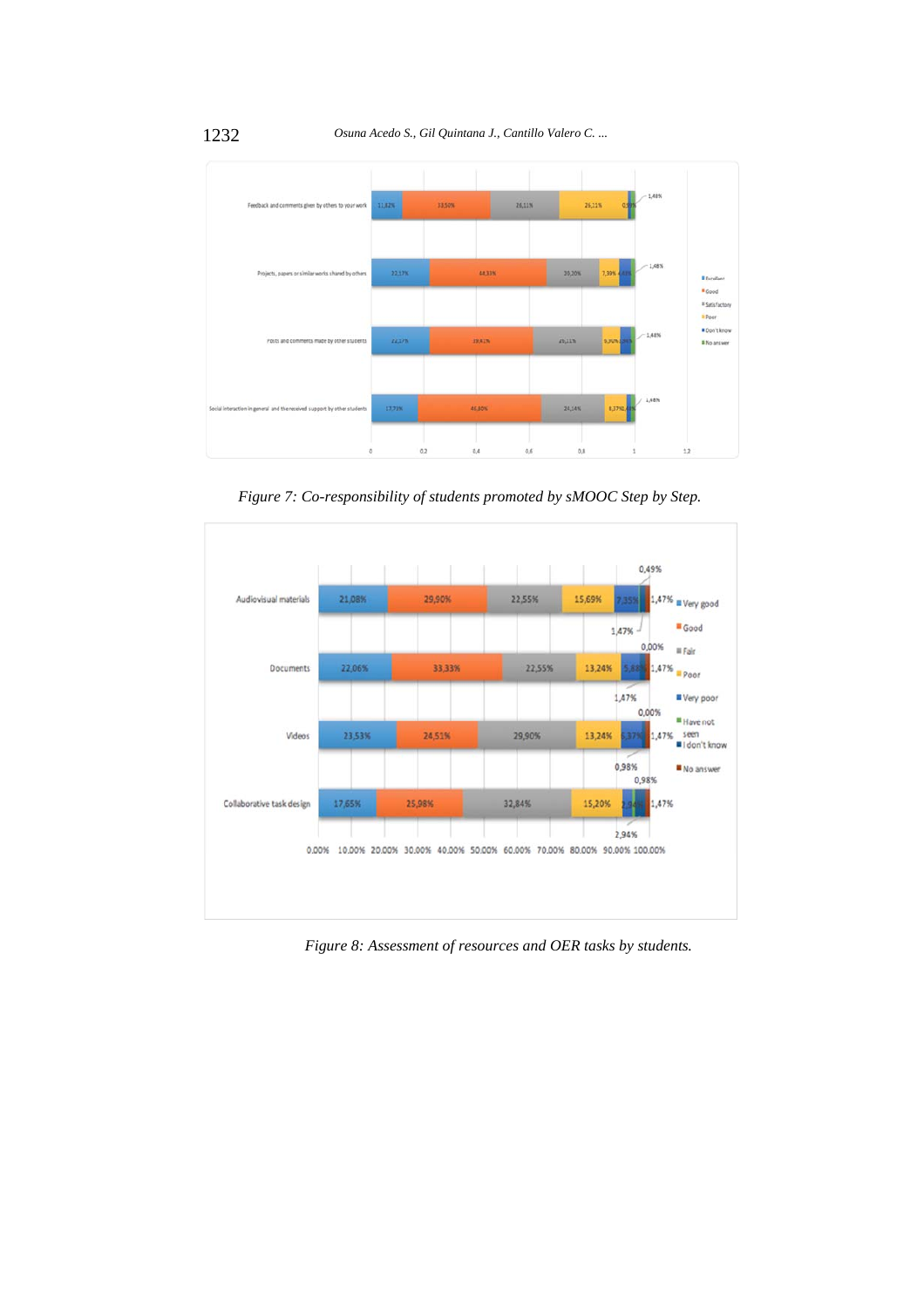Figure 7: Co-responsibility of students promoted by sMOOC Step by Step.

Figure 8: Assessment of resources and OER tasks by students.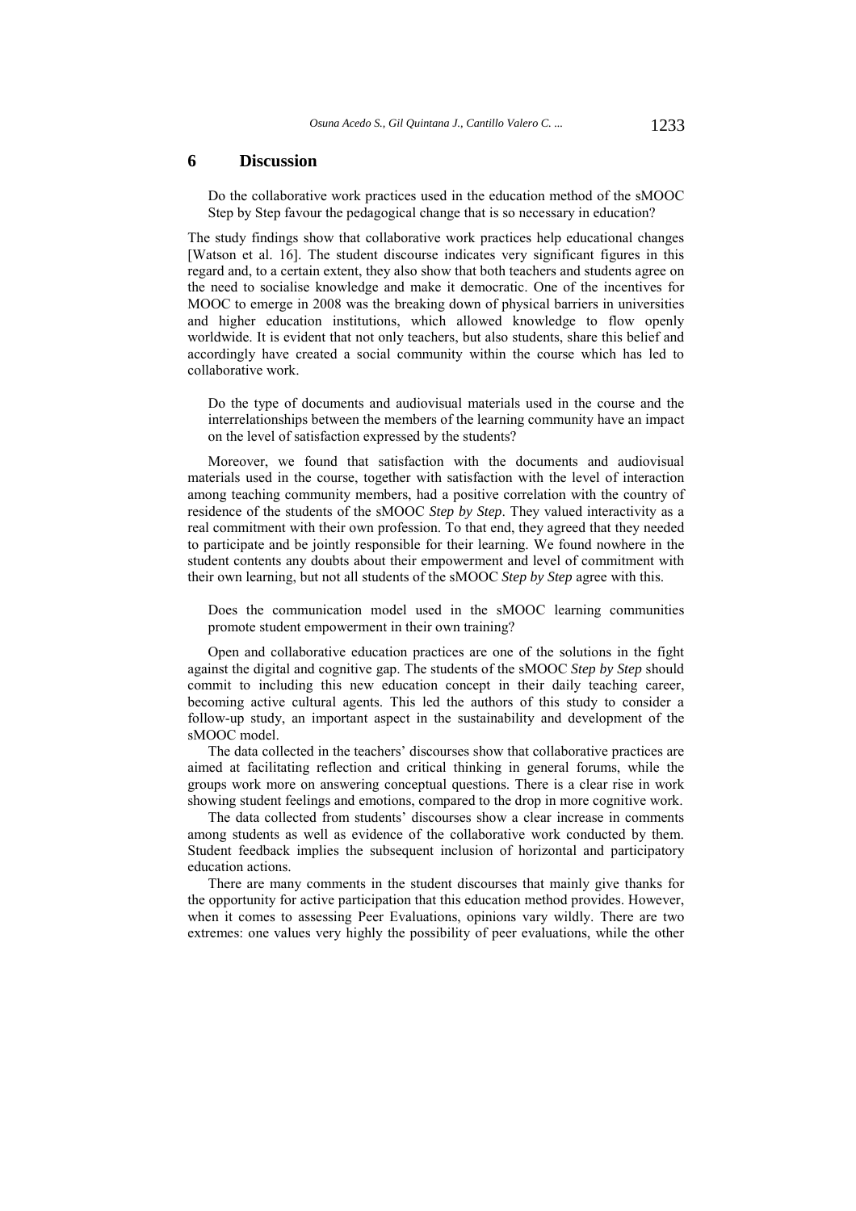## 6 Discussion

> Do the collaborative work practices used in the education method of the sMOOC Step by Step favour the pedagogical change that is so necessary in education?

The study findings show that collaborative work practices help educational changes [Watson et al. 16]. The student discourse indicates very significant figures in this regard and, to a certain extent, they also show that both teachers and students agree on the need to socialise knowledge and make it democratic. One of the incentives for MOOC to emerge in 2008 was the breaking down of physical barriers in universities and higher education institutions, which allowed knowledge to flow openly worldwide. It is evident that not only teachers, but also students, share this belief and accordingly have created a social community within the course which has led to collaborative work.

> Do the type of documents and audiovisual materials used in the course and the interrelationships between the members of the learning community have an impact on the level of satisfaction expressed by the students?

Moreover, we found that satisfaction with the documents and audiovisual materials used in the course, together with satisfaction with the level of interaction among teaching community members, had a positive correlation with the country of residence of the students of the sMOOC *Step by Step*. They valued interactivity as a real commitment with their own profession. To that end, they agreed that they needed to participate and be jointly responsible for their learning. We found nowhere in the student contents any doubts about their empowerment and level of commitment with their own learning, but not all students of the sMOOC *Step by Step* agree with this.

> Does the communication model used in the sMOOC learning communities promote student empowerment in their own training?

Open and collaborative education practices are one of the solutions in the fight against the digital and cognitive gap. The students of the sMOOC *Step by Step* should commit to including this new education concept in their daily teaching career, becoming active cultural agents. This led the authors of this study to consider a follow-up study, an important aspect in the sustainability and development of the sMOOC model.

The data collected in the teachers' discourses show that collaborative practices are aimed at facilitating reflection and critical thinking in general forums, while the groups work more on answering conceptual questions. There is a clear rise in work showing student feelings and emotions, compared to the drop in more cognitive work.

The data collected from students' discourses show a clear increase in comments among students as well as evidence of the collaborative work conducted by them. Student feedback implies the subsequent inclusion of horizontal and participatory education actions.

There are many comments in the student discourses that mainly give thanks for the opportunity for active participation that this education method provides. However, when it comes to assessing Peer Evaluations, opinions vary wildly. There are two extremes: one values very highly the possibility of peer evaluations, while the other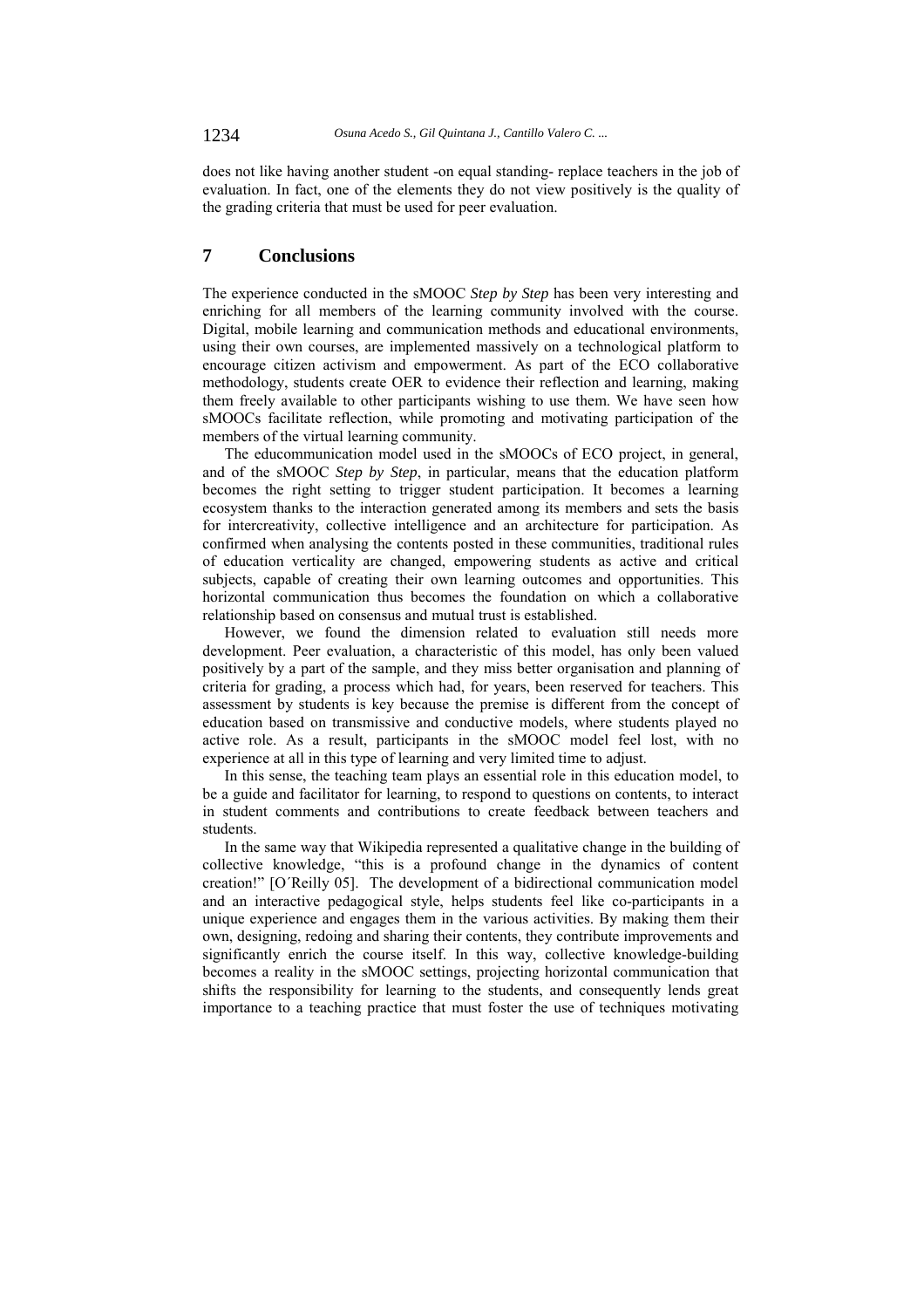does not like having another student -on equal standing- replace teachers in the job of evaluation. In fact, one of the elements they do not view positively is the quality of the grading criteria that must be used for peer evaluation.

## 7 Conclusions

The experience conducted in the sMOOC *Step by Step* has been very interesting and enriching for all members of the learning community involved with the course. Digital, mobile learning and communication methods and educational environments, using their own courses, are implemented massively on a technological platform to encourage citizen activism and empowerment. As part of the ECO collaborative methodology, students create OER to evidence their reflection and learning, making them freely available to other participants wishing to use them. We have seen how sMOOCs facilitate reflection, while promoting and motivating participation of the members of the virtual learning community.

The educommunication model used in the sMOOCs of ECO project, in general, and of the sMOOC *Step by Step*, in particular, means that the education platform becomes the right setting to trigger student participation. It becomes a learning ecosystem thanks to the interaction generated among its members and sets the basis for intercreativity, collective intelligence and an architecture for participation. As confirmed when analysing the contents posted in these communities, traditional rules of education verticality are changed, empowering students as active and critical subjects, capable of creating their own learning outcomes and opportunities. This horizontal communication thus becomes the foundation on which a collaborative relationship based on consensus and mutual trust is established.

However, we found the dimension related to evaluation still needs more development. Peer evaluation, a characteristic of this model, has only been valued positively by a part of the sample, and they miss better organisation and planning of criteria for grading, a process which had, for years, been reserved for teachers. This assessment by students is key because the premise is different from the concept of education based on transmissive and conductive models, where students played no active role. As a result, participants in the sMOOC model feel lost, with no experience at all in this type of learning and very limited time to adjust.

In this sense, the teaching team plays an essential role in this education model, to be a guide and facilitator for learning, to respond to questions on contents, to interact in student comments and contributions to create feedback between teachers and students.

In the same way that Wikipedia represented a qualitative change in the building of collective knowledge, "this is a profound change in the dynamics of content creation!" [O´Reilly 05]. The development of a bidirectional communication model and an interactive pedagogical style, helps students feel like co-participants in a unique experience and engages them in the various activities. By making them their own, designing, redoing and sharing their contents, they contribute improvements and significantly enrich the course itself. In this way, collective knowledge-building becomes a reality in the sMOOC settings, projecting horizontal communication that shifts the responsibility for learning to the students, and consequently lends great importance to a teaching practice that must foster the use of techniques motivating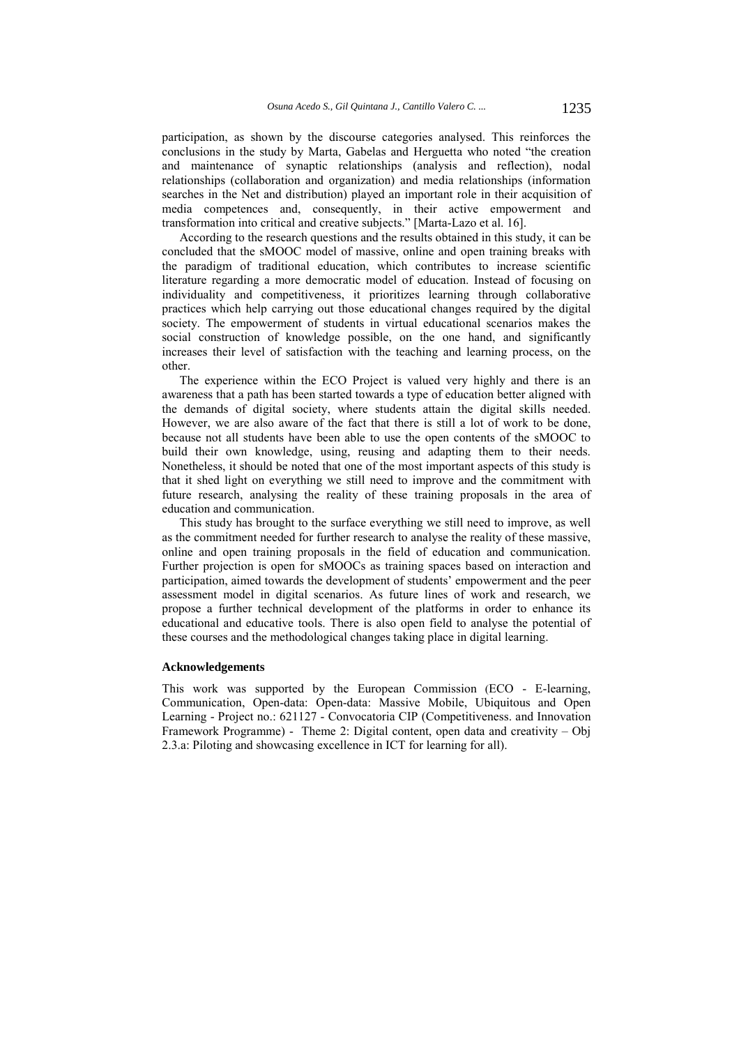participation, as shown by the discourse categories analysed. This reinforces the conclusions in the study by Marta, Gabelas and Herguetta who noted "the creation and maintenance of synaptic relationships (analysis and reflection), nodal relationships (collaboration and organization) and media relationships (information searches in the Net and distribution) played an important role in their acquisition of media competences and, consequently, in their active empowerment and transformation into critical and creative subjects." [Marta-Lazo et al. 16].

According to the research questions and the results obtained in this study, it can be concluded that the sMOOC model of massive, online and open training breaks with the paradigm of traditional education, which contributes to increase scientific literature regarding a more democratic model of education. Instead of focusing on individuality and competitiveness, it prioritizes learning through collaborative practices which help carrying out those educational changes required by the digital society. The empowerment of students in virtual educational scenarios makes the social construction of knowledge possible, on the one hand, and significantly increases their level of satisfaction with the teaching and learning process, on the other.

The experience within the ECO Project is valued very highly and there is an awareness that a path has been started towards a type of education better aligned with the demands of digital society, where students attain the digital skills needed. However, we are also aware of the fact that there is still a lot of work to be done, because not all students have been able to use the open contents of the sMOOC to build their own knowledge, using, reusing and adapting them to their needs. Nonetheless, it should be noted that one of the most important aspects of this study is that it shed light on everything we still need to improve and the commitment with future research, analysing the reality of these training proposals in the area of education and communication.

This study has brought to the surface everything we still need to improve, as well as the commitment needed for further research to analyse the reality of these massive, online and open training proposals in the field of education and communication. Further projection is open for sMOOCs as training spaces based on interaction and participation, aimed towards the development of students' empowerment and the peer assessment model in digital scenarios. As future lines of work and research, we propose a further technical development of the platforms in order to enhance its educational and educative tools. There is also open field to analyse the potential of these courses and the methodological changes taking place in digital learning.

### Acknowledgements

This work was supported by the European Commission (ECO - E-learning, Communication, Open-data: Open-data: Massive Mobile, Ubiquitous and Open Learning - Project no.: 621127 - Convocatoria CIP (Competitiveness. and Innovation Framework Programme) - Theme 2: Digital content, open data and creativity – Obj 2.3.a: Piloting and showcasing excellence in ICT for learning for all).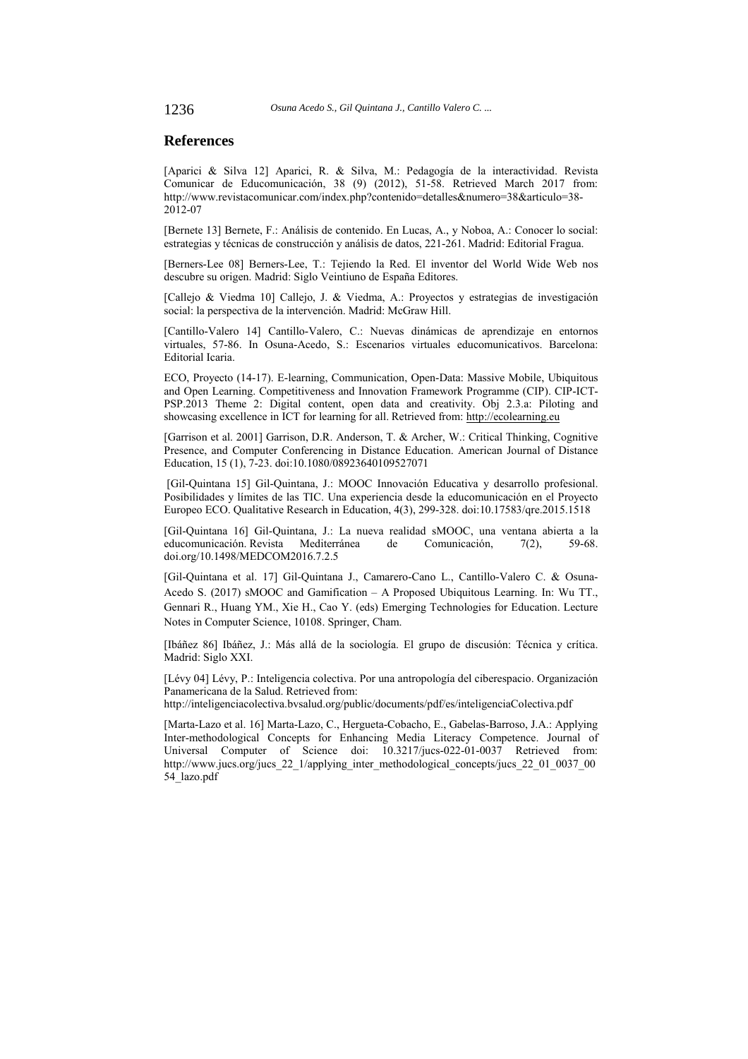## References

[Aparici & Silva 12] Aparici, R. & Silva, M.: Pedagogía de la interactividad. Revista Comunicar de Educomunicación, 38 (9) (2012), 51-58. Retrieved March 2017 from: http://www.revistacomunicar.com/index.php?contenido=detalles&numero=38&articulo=38-2012-07

[Bernete 13] Bernete, F.: Análisis de contenido. En Lucas, A., y Noboa, A.: Conocer lo social: estrategias y técnicas de construcción y análisis de datos, 221-261. Madrid: Editorial Fragua.

[Berners-Lee 08] Berners-Lee, T.: Tejiendo la Red. El inventor del World Wide Web nos descubre su origen. Madrid: Siglo Veintiuno de España Editores.

[Callejo & Viedma 10] Callejo, J. & Viedma, A.: Proyectos y estrategias de investigación social: la perspectiva de la intervención. Madrid: McGraw Hill.

[Cantillo-Valero 14] Cantillo-Valero, C.: Nuevas dinámicas de aprendizaje en entornos virtuales, 57-86. In Osuna-Acedo, S.: Escenarios virtuales educomunicativos. Barcelona: Editorial Icaria.

ECO, Proyecto (14-17). E-learning, Communication, Open-Data: Massive Mobile, Ubiquitous and Open Learning. Competitiveness and Innovation Framework Programme (CIP). CIP-ICT-PSP.2013 Theme 2: Digital content, open data and creativity. Obj 2.3.a: Piloting and showcasing excellence in ICT for learning for all. Retrieved from: http://ecolearning.eu

[Garrison et al. 2001] Garrison, D.R. Anderson, T. & Archer, W.: Critical Thinking, Cognitive Presence, and Computer Conferencing in Distance Education. American Journal of Distance Education, 15 (1), 7-23. doi:10.1080/08923640109527071

[Gil-Quintana 15] Gil-Quintana, J.: MOOC Innovación Educativa y desarrollo profesional. Posibilidades y límites de las TIC. Una experiencia desde la educomunicación en el Proyecto Europeo ECO. Qualitative Research in Education, 4(3), 299-328. doi:10.17583/qre.2015.1518

[Gil-Quintana 16] Gil-Quintana, J.: La nueva realidad sMOOC, una ventana abierta a la educomunicación. Revista Mediterránea de Comunicación, 7(2), 59-68. doi.org/10.1498/MEDCOM2016.7.2.5

[Gil-Quintana et al. 17] Gil-Quintana J., Camarero-Cano L., Cantillo-Valero C. & Osuna-Acedo S. (2017) sMOOC and Gamification – A Proposed Ubiquitous Learning. In: Wu TT., Gennari R., Huang YM., Xie H., Cao Y. (eds) Emerging Technologies for Education. Lecture Notes in Computer Science, 10108. Springer, Cham.

[Ibáñez 86] Ibáñez, J.: Más allá de la sociología. El grupo de discusión: Técnica y crítica. Madrid: Siglo XXI.

[Lévy 04] Lévy, P.: Inteligencia colectiva. Por una antropología del ciberespacio. Organización Panamericana de la Salud. Retrieved from: http://inteligenciacolectiva.bvsalud.org/public/documents/pdf/es/inteligenciaColectiva.pdf

[Marta-Lazo et al. 16] Marta-Lazo, C., Hergueta-Cobacho, E., Gabelas-Barroso, J.A.: Applying Inter-methodological Concepts for Enhancing Media Literacy Competence. Journal of Universal Computer of Science doi: 10.3217/jucs-022-01-0037 Retrieved from: http://www.jucs.org/jucs_22_1/applying_inter_methodological_concepts/jucs_22_01_0037_0054_lazo.pdf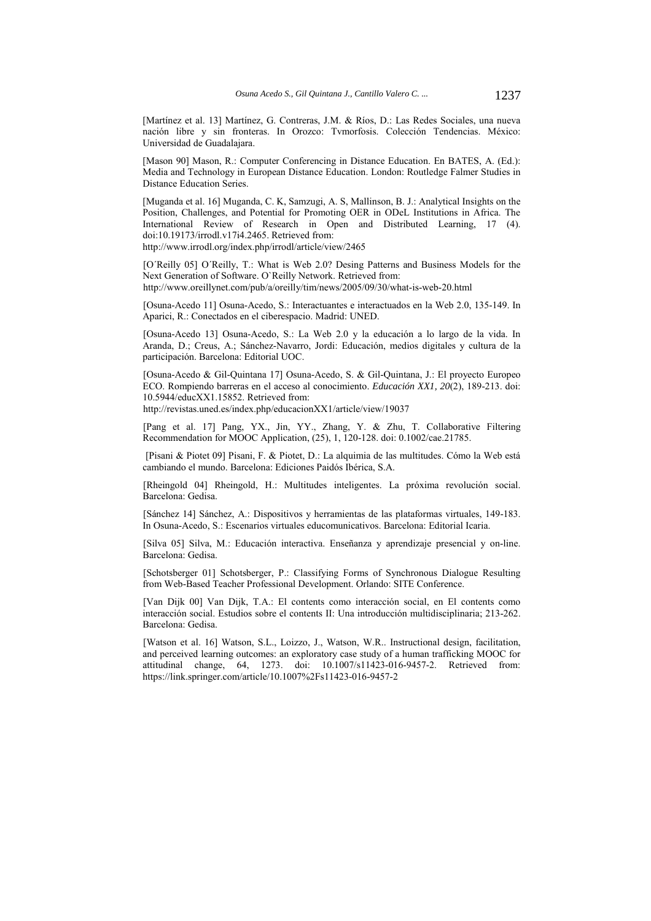[Martínez et al. 13] Martínez, G. Contreras, J.M. & Ríos, D.: Las Redes Sociales, una nueva nación libre y sin fronteras. In Orozco: Tvmorfosis. Colección Tendencias. México: Universidad de Guadalajara.

[Mason 90] Mason, R.: Computer Conferencing in Distance Education. En BATES, A. (Ed.): Media and Technology in European Distance Education. London: Routledge Falmer Studies in Distance Education Series.

[Muganda et al. 16] Muganda, C. K, Samzugi, A. S, Mallinson, B. J.: Analytical Insights on the Position, Challenges, and Potential for Promoting OER in ODeL Institutions in Africa. The International Review of Research in Open and Distributed Learning, 17 (4). doi:10.19173/irrodl.v17i4.2465. Retrieved from: http://www.irrodl.org/index.php/irrodl/article/view/2465

[O´Reilly 05] O´Reilly, T.: What is Web 2.0? Desing Patterns and Business Models for the Next Generation of Software. O`Reilly Network. Retrieved from: http://www.oreillynet.com/pub/a/oreilly/tim/news/2005/09/30/what-is-web-20.html

[Osuna-Acedo 11] Osuna-Acedo, S.: Interactuantes e interactuados en la Web 2.0, 135-149. In Aparici, R.: Conectados en el ciberespacio. Madrid: UNED.

[Osuna-Acedo 13] Osuna-Acedo, S.: La Web 2.0 y la educación a lo largo de la vida. In Aranda, D.; Creus, A.; Sánchez-Navarro, Jordi: Educación, medios digitales y cultura de la participación. Barcelona: Editorial UOC.

[Osuna-Acedo & Gil-Quintana 17] Osuna-Acedo, S. & Gil-Quintana, J.: El proyecto Europeo ECO. Rompiendo barreras en el acceso al conocimiento. *Educación XX1, 20*(2), 189-213. doi: 10.5944/educXX1.15852. Retrieved from: http://revistas.uned.es/index.php/educacionXX1/article/view/19037

[Pang et al. 17] Pang, YX., Jin, YY., Zhang, Y. & Zhu, T. Collaborative Filtering Recommendation for MOOC Application, (25), 1, 120-128. doi: 0.1002/cae.21785.

[Pisani & Piotet 09] Pisani, F. & Piotet, D.: La alquimia de las multitudes. Cómo la Web está cambiando el mundo. Barcelona: Ediciones Paidós Ibérica, S.A.

[Rheingold 04] Rheingold, H.: Multitudes inteligentes. La próxima revolución social. Barcelona: Gedisa.

[Sánchez 14] Sánchez, A.: Dispositivos y herramientas de las plataformas virtuales, 149-183. In Osuna-Acedo, S.: Escenarios virtuales educomunicativos. Barcelona: Editorial Icaria.

[Silva 05] Silva, M.: Educación interactiva. Enseñanza y aprendizaje presencial y on-line. Barcelona: Gedisa.

[Schotsberger 01] Schotsberger, P.: Classifying Forms of Synchronous Dialogue Resulting from Web-Based Teacher Professional Development. Orlando: SITE Conference.

[Van Dijk 00] Van Dijk, T.A.: El contents como interacción social, en El contents como interacción social. Estudios sobre el contents II: Una introducción multidisciplinaria; 213-262. Barcelona: Gedisa.

[Watson et al. 16] Watson, S.L., Loizzo, J., Watson, W.R.. Instructional design, facilitation, and perceived learning outcomes: an exploratory case study of a human trafficking MOOC for attitudinal change, 64, 1273. doi: 10.1007/s11423-016-9457-2. Retrieved from: https://link.springer.com/article/10.1007%2Fs11423-016-9457-2